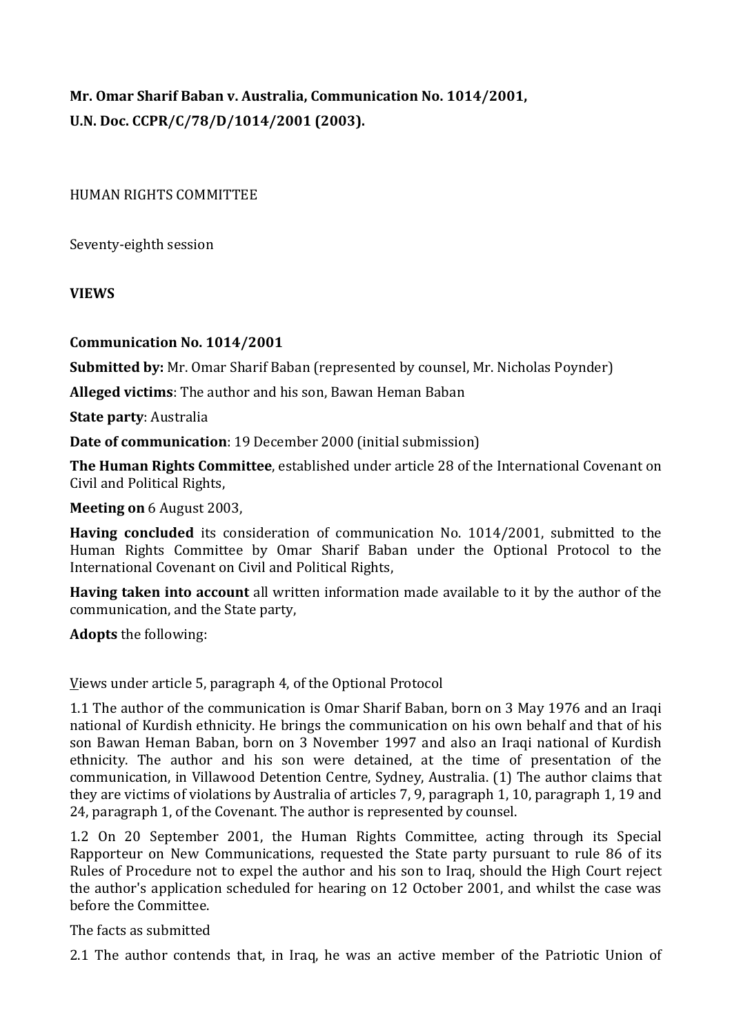**Mr. Omar Sharif Baban v. Australia, Communication No. 1014/2001,**
**U.N. Doc. CCPR/C/78/D/1014/2001 (2003).**

HUMAN RIGHTS COMMITTEE

Seventy-eighth session

**VIEWS**

**Communication No. 1014/2001**

**Submitted by:** Mr. Omar Sharif Baban (represented by counsel, Mr. Nicholas Poynder)

**Alleged victims**: The author and his son, Bawan Heman Baban

**State party**: Australia

**Date of communication**: 19 December 2000 (initial submission)

**The Human Rights Committee**, established under article 28 of the International Covenant on Civil and Political Rights,

**Meeting on** 6 August 2003,

**Having concluded** its consideration of communication No. 1014/2001, submitted to the Human Rights Committee by Omar Sharif Baban under the Optional Protocol to the International Covenant on Civil and Political Rights,

**Having taken into account** all written information made available to it by the author of the communication, and the State party,

**Adopts** the following:

Views under article 5, paragraph 4, of the Optional Protocol

1.1 The author of the communication is Omar Sharif Baban, born on 3 May 1976 and an Iraqi national of Kurdish ethnicity. He brings the communication on his own behalf and that of his son Bawan Heman Baban, born on 3 November 1997 and also an Iraqi national of Kurdish ethnicity. The author and his son were detained, at the time of presentation of the communication, in Villawood Detention Centre, Sydney, Australia. (1) The author claims that they are victims of violations by Australia of articles 7, 9, paragraph 1, 10, paragraph 1, 19 and 24, paragraph 1, of the Covenant. The author is represented by counsel.

1.2 On 20 September 2001, the Human Rights Committee, acting through its Special Rapporteur on New Communications, requested the State party pursuant to rule 86 of its Rules of Procedure not to expel the author and his son to Iraq, should the High Court reject the author's application scheduled for hearing on 12 October 2001, and whilst the case was before the Committee.

The facts as submitted

2.1 The author contends that, in Iraq, he was an active member of the Patriotic Union of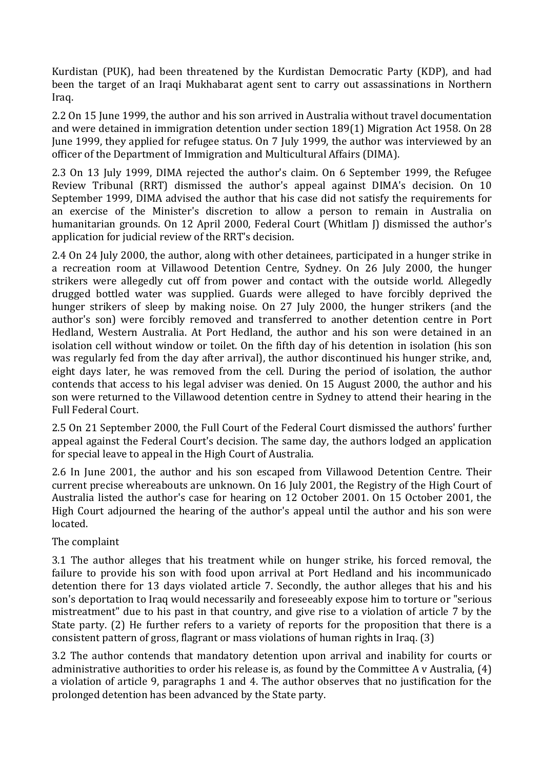Kurdistan (PUK), had been threatened by the Kurdistan Democratic Party (KDP), and had been the target of an Iraqi Mukhabarat agent sent to carry out assassinations in Northern Iraq.

2.2 On 15 June 1999, the author and his son arrived in Australia without travel documentation and were detained in immigration detention under section 189(1) Migration Act 1958. On 28 June 1999, they applied for refugee status. On 7 July 1999, the author was interviewed by an officer of the Department of Immigration and Multicultural Affairs (DIMA).

2.3 On 13 July 1999, DIMA rejected the author's claim. On 6 September 1999, the Refugee Review Tribunal (RRT) dismissed the author's appeal against DIMA's decision. On 10 September 1999, DIMA advised the author that his case did not satisfy the requirements for an exercise of the Minister's discretion to allow a person to remain in Australia on humanitarian grounds. On 12 April 2000, Federal Court (Whitlam J) dismissed the author's application for judicial review of the RRT's decision.

2.4 On 24 July 2000, the author, along with other detainees, participated in a hunger strike in a recreation room at Villawood Detention Centre, Sydney. On 26 July 2000, the hunger strikers were allegedly cut off from power and contact with the outside world. Allegedly drugged bottled water was supplied. Guards were alleged to have forcibly deprived the hunger strikers of sleep by making noise. On 27 July 2000, the hunger strikers (and the author's son) were forcibly removed and transferred to another detention centre in Port Hedland, Western Australia. At Port Hedland, the author and his son were detained in an isolation cell without window or toilet. On the fifth day of his detention in isolation (his son was regularly fed from the day after arrival), the author discontinued his hunger strike, and, eight days later, he was removed from the cell. During the period of isolation, the author contends that access to his legal adviser was denied. On 15 August 2000, the author and his son were returned to the Villawood detention centre in Sydney to attend their hearing in the Full Federal Court.

2.5 On 21 September 2000, the Full Court of the Federal Court dismissed the authors' further appeal against the Federal Court's decision. The same day, the authors lodged an application for special leave to appeal in the High Court of Australia.

2.6 In June 2001, the author and his son escaped from Villawood Detention Centre. Their current precise whereabouts are unknown. On 16 July 2001, the Registry of the High Court of Australia listed the author's case for hearing on 12 October 2001. On 15 October 2001, the High Court adjourned the hearing of the author's appeal until the author and his son were located.

The complaint

3.1 The author alleges that his treatment while on hunger strike, his forced removal, the failure to provide his son with food upon arrival at Port Hedland and his incommunicado detention there for 13 days violated article 7. Secondly, the author alleges that his and his son's deportation to Iraq would necessarily and foreseeably expose him to torture or "serious mistreatment" due to his past in that country, and give rise to a violation of article 7 by the State party. (2) He further refers to a variety of reports for the proposition that there is a consistent pattern of gross, flagrant or mass violations of human rights in Iraq. (3)

3.2 The author contends that mandatory detention upon arrival and inability for courts or administrative authorities to order his release is, as found by the Committee A v Australia, (4) a violation of article 9, paragraphs 1 and 4. The author observes that no justification for the prolonged detention has been advanced by the State party.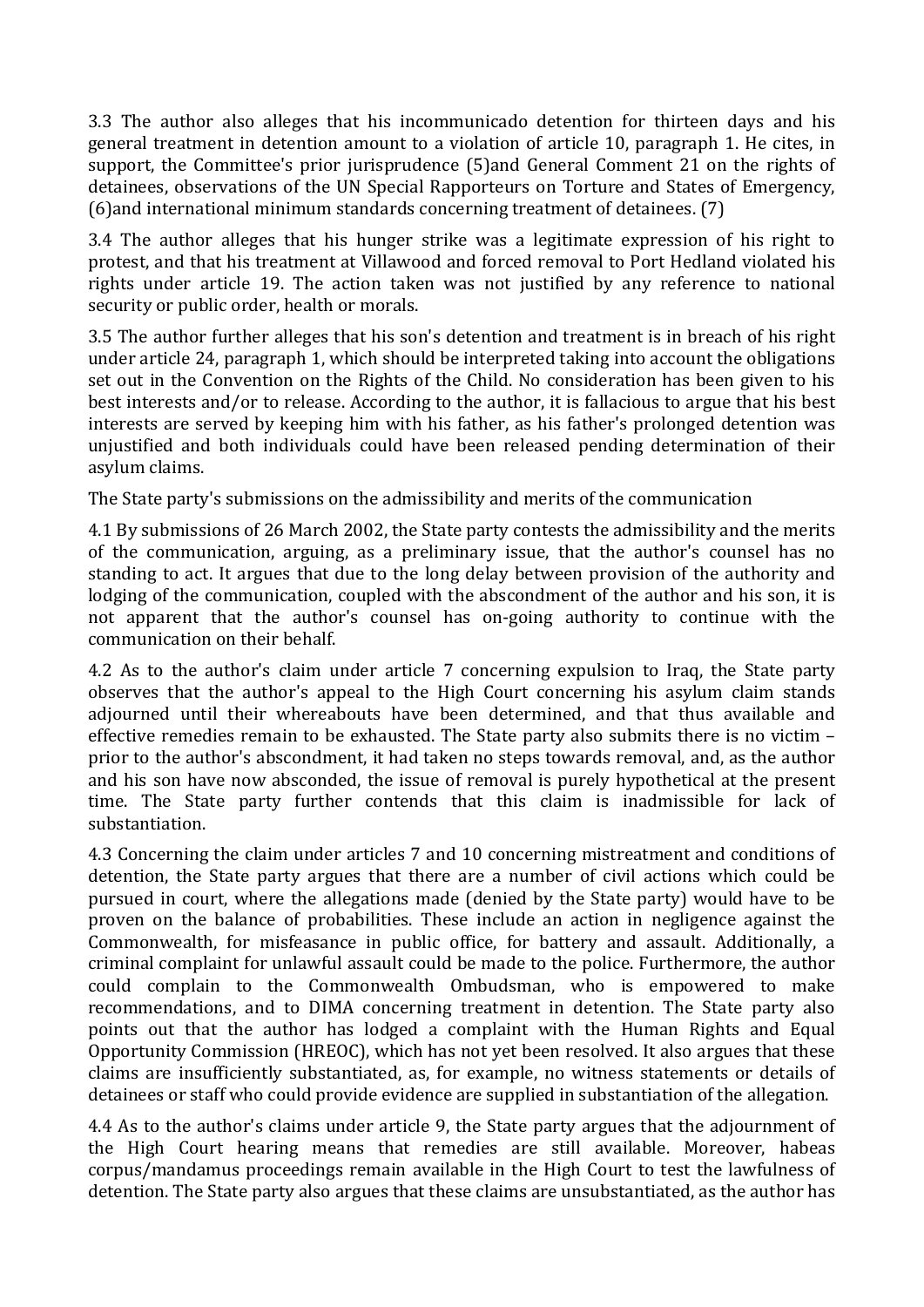3.3 The author also alleges that his incommunicado detention for thirteen days and his general treatment in detention amount to a violation of article 10, paragraph 1. He cites, in support, the Committee's prior jurisprudence (5)and General Comment 21 on the rights of detainees, observations of the UN Special Rapporteurs on Torture and States of Emergency, (6)and international minimum standards concerning treatment of detainees. (7)

3.4 The author alleges that his hunger strike was a legitimate expression of his right to protest, and that his treatment at Villawood and forced removal to Port Hedland violated his rights under article 19. The action taken was not justified by any reference to national security or public order, health or morals.

3.5 The author further alleges that his son's detention and treatment is in breach of his right under article 24, paragraph 1, which should be interpreted taking into account the obligations set out in the Convention on the Rights of the Child. No consideration has been given to his best interests and/or to release. According to the author, it is fallacious to argue that his best interests are served by keeping him with his father, as his father's prolonged detention was unjustified and both individuals could have been released pending determination of their asylum claims.

The State party's submissions on the admissibility and merits of the communication

4.1 By submissions of 26 March 2002, the State party contests the admissibility and the merits of the communication, arguing, as a preliminary issue, that the author's counsel has no standing to act. It argues that due to the long delay between provision of the authority and lodging of the communication, coupled with the abscondment of the author and his son, it is not apparent that the author's counsel has on-going authority to continue with the communication on their behalf.

4.2 As to the author's claim under article 7 concerning expulsion to Iraq, the State party observes that the author's appeal to the High Court concerning his asylum claim stands adjourned until their whereabouts have been determined, and that thus available and effective remedies remain to be exhausted. The State party also submits there is no victim – prior to the author's abscondment, it had taken no steps towards removal, and, as the author and his son have now absconded, the issue of removal is purely hypothetical at the present time. The State party further contends that this claim is inadmissible for lack of substantiation.

4.3 Concerning the claim under articles 7 and 10 concerning mistreatment and conditions of detention, the State party argues that there are a number of civil actions which could be pursued in court, where the allegations made (denied by the State party) would have to be proven on the balance of probabilities. These include an action in negligence against the Commonwealth, for misfeasance in public office, for battery and assault. Additionally, a criminal complaint for unlawful assault could be made to the police. Furthermore, the author could complain to the Commonwealth Ombudsman, who is empowered to make recommendations, and to DIMA concerning treatment in detention. The State party also points out that the author has lodged a complaint with the Human Rights and Equal Opportunity Commission (HREOC), which has not yet been resolved. It also argues that these claims are insufficiently substantiated, as, for example, no witness statements or details of detainees or staff who could provide evidence are supplied in substantiation of the allegation.

4.4 As to the author's claims under article 9, the State party argues that the adjournment of the High Court hearing means that remedies are still available. Moreover, habeas corpus/mandamus proceedings remain available in the High Court to test the lawfulness of detention. The State party also argues that these claims are unsubstantiated, as the author has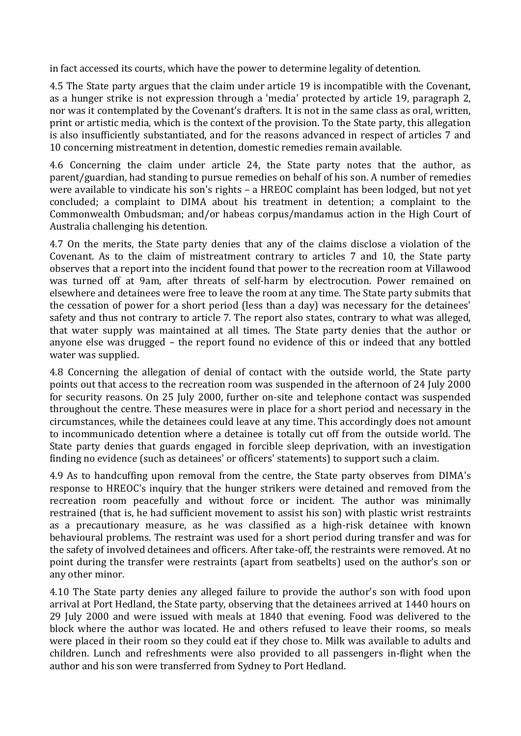in fact accessed its courts, which have the power to determine legality of detention.

4.5 The State party argues that the claim under article 19 is incompatible with the Covenant, as a hunger strike is not expression through a 'media' protected by article 19, paragraph 2, nor was it contemplated by the Covenant's drafters. It is not in the same class as oral, written, print or artistic media, which is the context of the provision. To the State party, this allegation is also insufficiently substantiated, and for the reasons advanced in respect of articles 7 and 10 concerning mistreatment in detention, domestic remedies remain available.

4.6 Concerning the claim under article 24, the State party notes that the author, as parent/guardian, had standing to pursue remedies on behalf of his son. A number of remedies were available to vindicate his son's rights – a HREOC complaint has been lodged, but not yet concluded; a complaint to DIMA about his treatment in detention; a complaint to the Commonwealth Ombudsman; and/or habeas corpus/mandamus action in the High Court of Australia challenging his detention.

4.7 On the merits, the State party denies that any of the claims disclose a violation of the Covenant. As to the claim of mistreatment contrary to articles 7 and 10, the State party observes that a report into the incident found that power to the recreation room at Villawood was turned off at 9am, after threats of self-harm by electrocution. Power remained on elsewhere and detainees were free to leave the room at any time. The State party submits that the cessation of power for a short period (less than a day) was necessary for the detainees' safety and thus not contrary to article 7. The report also states, contrary to what was alleged, that water supply was maintained at all times. The State party denies that the author or anyone else was drugged – the report found no evidence of this or indeed that any bottled water was supplied.

4.8 Concerning the allegation of denial of contact with the outside world, the State party points out that access to the recreation room was suspended in the afternoon of 24 July 2000 for security reasons. On 25 July 2000, further on-site and telephone contact was suspended throughout the centre. These measures were in place for a short period and necessary in the circumstances, while the detainees could leave at any time. This accordingly does not amount to incommunicado detention where a detainee is totally cut off from the outside world. The State party denies that guards engaged in forcible sleep deprivation, with an investigation finding no evidence (such as detainees' or officers' statements) to support such a claim.

4.9 As to handcuffing upon removal from the centre, the State party observes from DIMA's response to HREOC's inquiry that the hunger strikers were detained and removed from the recreation room peacefully and without force or incident. The author was minimally restrained (that is, he had sufficient movement to assist his son) with plastic wrist restraints as a precautionary measure, as he was classified as a high-risk detainee with known behavioural problems. The restraint was used for a short period during transfer and was for the safety of involved detainees and officers. After take-off, the restraints were removed. At no point during the transfer were restraints (apart from seatbelts) used on the author's son or any other minor.

4.10 The State party denies any alleged failure to provide the author's son with food upon arrival at Port Hedland, the State party, observing that the detainees arrived at 1440 hours on 29 July 2000 and were issued with meals at 1840 that evening. Food was delivered to the block where the author was located. He and others refused to leave their rooms, so meals were placed in their room so they could eat if they chose to. Milk was available to adults and children. Lunch and refreshments were also provided to all passengers in-flight when the author and his son were transferred from Sydney to Port Hedland.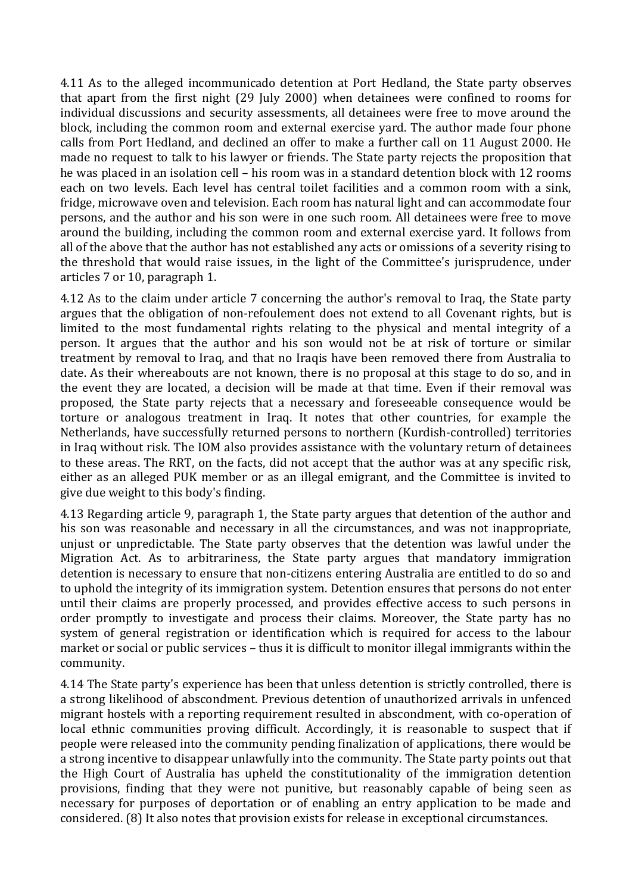4.11 As to the alleged incommunicado detention at Port Hedland, the State party observes that apart from the first night (29 July 2000) when detainees were confined to rooms for individual discussions and security assessments, all detainees were free to move around the block, including the common room and external exercise yard. The author made four phone calls from Port Hedland, and declined an offer to make a further call on 11 August 2000. He made no request to talk to his lawyer or friends. The State party rejects the proposition that he was placed in an isolation cell – his room was in a standard detention block with 12 rooms each on two levels. Each level has central toilet facilities and a common room with a sink, fridge, microwave oven and television. Each room has natural light and can accommodate four persons, and the author and his son were in one such room. All detainees were free to move around the building, including the common room and external exercise yard. It follows from all of the above that the author has not established any acts or omissions of a severity rising to the threshold that would raise issues, in the light of the Committee's jurisprudence, under articles 7 or 10, paragraph 1.

4.12 As to the claim under article 7 concerning the author's removal to Iraq, the State party argues that the obligation of non-refoulement does not extend to all Covenant rights, but is limited to the most fundamental rights relating to the physical and mental integrity of a person. It argues that the author and his son would not be at risk of torture or similar treatment by removal to Iraq, and that no Iraqis have been removed there from Australia to date. As their whereabouts are not known, there is no proposal at this stage to do so, and in the event they are located, a decision will be made at that time. Even if their removal was proposed, the State party rejects that a necessary and foreseeable consequence would be torture or analogous treatment in Iraq. It notes that other countries, for example the Netherlands, have successfully returned persons to northern (Kurdish-controlled) territories in Iraq without risk. The IOM also provides assistance with the voluntary return of detainees to these areas. The RRT, on the facts, did not accept that the author was at any specific risk, either as an alleged PUK member or as an illegal emigrant, and the Committee is invited to give due weight to this body's finding.

4.13 Regarding article 9, paragraph 1, the State party argues that detention of the author and his son was reasonable and necessary in all the circumstances, and was not inappropriate, unjust or unpredictable. The State party observes that the detention was lawful under the Migration Act. As to arbitrariness, the State party argues that mandatory immigration detention is necessary to ensure that non-citizens entering Australia are entitled to do so and to uphold the integrity of its immigration system. Detention ensures that persons do not enter until their claims are properly processed, and provides effective access to such persons in order promptly to investigate and process their claims. Moreover, the State party has no system of general registration or identification which is required for access to the labour market or social or public services – thus it is difficult to monitor illegal immigrants within the community.

4.14 The State party's experience has been that unless detention is strictly controlled, there is a strong likelihood of abscondment. Previous detention of unauthorized arrivals in unfenced migrant hostels with a reporting requirement resulted in abscondment, with co-operation of local ethnic communities proving difficult. Accordingly, it is reasonable to suspect that if people were released into the community pending finalization of applications, there would be a strong incentive to disappear unlawfully into the community. The State party points out that the High Court of Australia has upheld the constitutionality of the immigration detention provisions, finding that they were not punitive, but reasonably capable of being seen as necessary for purposes of deportation or of enabling an entry application to be made and considered. (8) It also notes that provision exists for release in exceptional circumstances.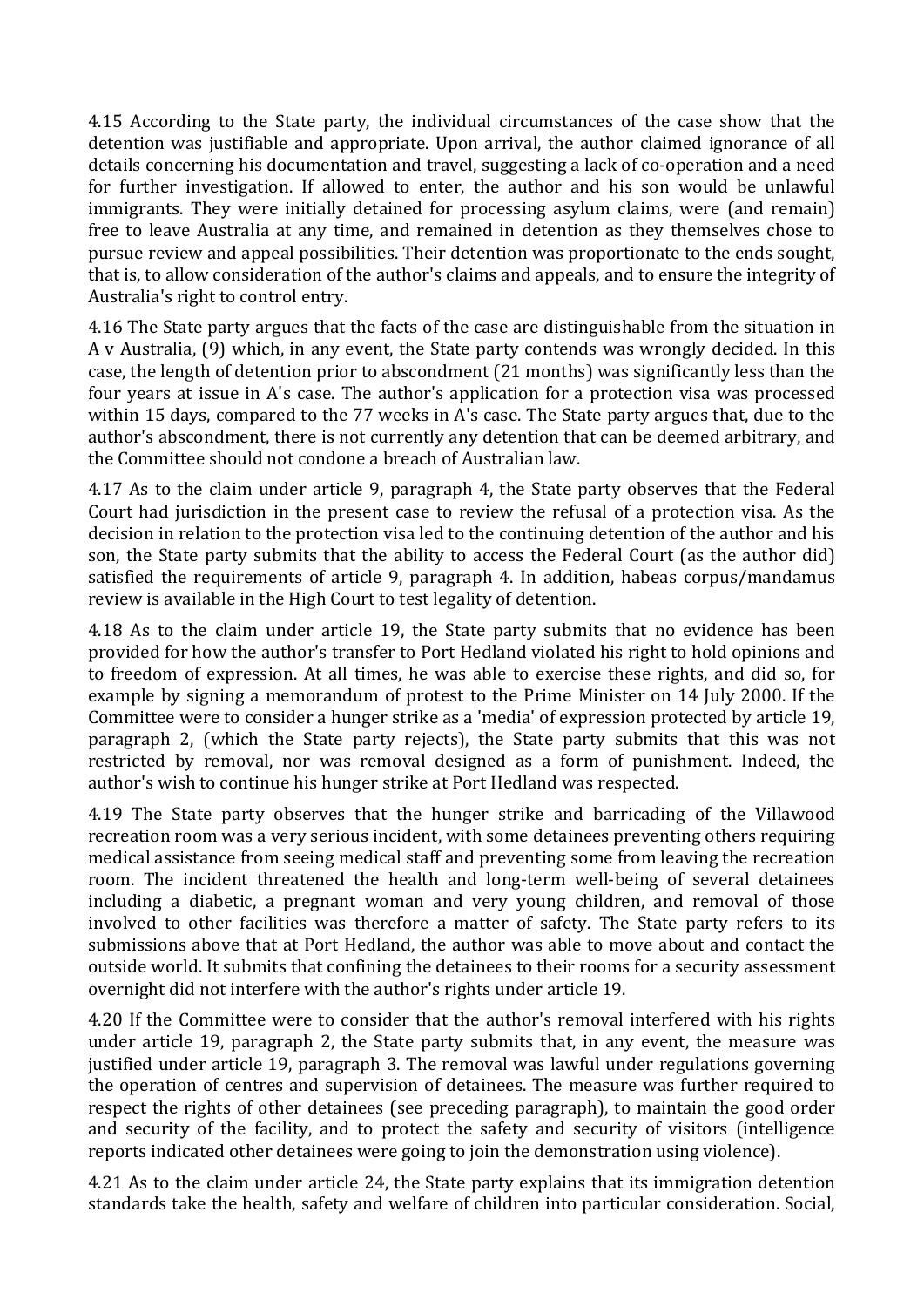4.15 According to the State party, the individual circumstances of the case show that the detention was justifiable and appropriate. Upon arrival, the author claimed ignorance of all details concerning his documentation and travel, suggesting a lack of co-operation and a need for further investigation. If allowed to enter, the author and his son would be unlawful immigrants. They were initially detained for processing asylum claims, were (and remain) free to leave Australia at any time, and remained in detention as they themselves chose to pursue review and appeal possibilities. Their detention was proportionate to the ends sought, that is, to allow consideration of the author's claims and appeals, and to ensure the integrity of Australia's right to control entry.

4.16 The State party argues that the facts of the case are distinguishable from the situation in A v Australia, (9) which, in any event, the State party contends was wrongly decided. In this case, the length of detention prior to abscondment (21 months) was significantly less than the four years at issue in A's case. The author's application for a protection visa was processed within 15 days, compared to the 77 weeks in A's case. The State party argues that, due to the author's abscondment, there is not currently any detention that can be deemed arbitrary, and the Committee should not condone a breach of Australian law.

4.17 As to the claim under article 9, paragraph 4, the State party observes that the Federal Court had jurisdiction in the present case to review the refusal of a protection visa. As the decision in relation to the protection visa led to the continuing detention of the author and his son, the State party submits that the ability to access the Federal Court (as the author did) satisfied the requirements of article 9, paragraph 4. In addition, habeas corpus/mandamus review is available in the High Court to test legality of detention.

4.18 As to the claim under article 19, the State party submits that no evidence has been provided for how the author's transfer to Port Hedland violated his right to hold opinions and to freedom of expression. At all times, he was able to exercise these rights, and did so, for example by signing a memorandum of protest to the Prime Minister on 14 July 2000. If the Committee were to consider a hunger strike as a 'media' of expression protected by article 19, paragraph 2, (which the State party rejects), the State party submits that this was not restricted by removal, nor was removal designed as a form of punishment. Indeed, the author's wish to continue his hunger strike at Port Hedland was respected.

4.19 The State party observes that the hunger strike and barricading of the Villawood recreation room was a very serious incident, with some detainees preventing others requiring medical assistance from seeing medical staff and preventing some from leaving the recreation room. The incident threatened the health and long-term well-being of several detainees including a diabetic, a pregnant woman and very young children, and removal of those involved to other facilities was therefore a matter of safety. The State party refers to its submissions above that at Port Hedland, the author was able to move about and contact the outside world. It submits that confining the detainees to their rooms for a security assessment overnight did not interfere with the author's rights under article 19.

4.20 If the Committee were to consider that the author's removal interfered with his rights under article 19, paragraph 2, the State party submits that, in any event, the measure was justified under article 19, paragraph 3. The removal was lawful under regulations governing the operation of centres and supervision of detainees. The measure was further required to respect the rights of other detainees (see preceding paragraph), to maintain the good order and security of the facility, and to protect the safety and security of visitors (intelligence reports indicated other detainees were going to join the demonstration using violence).

4.21 As to the claim under article 24, the State party explains that its immigration detention standards take the health, safety and welfare of children into particular consideration. Social,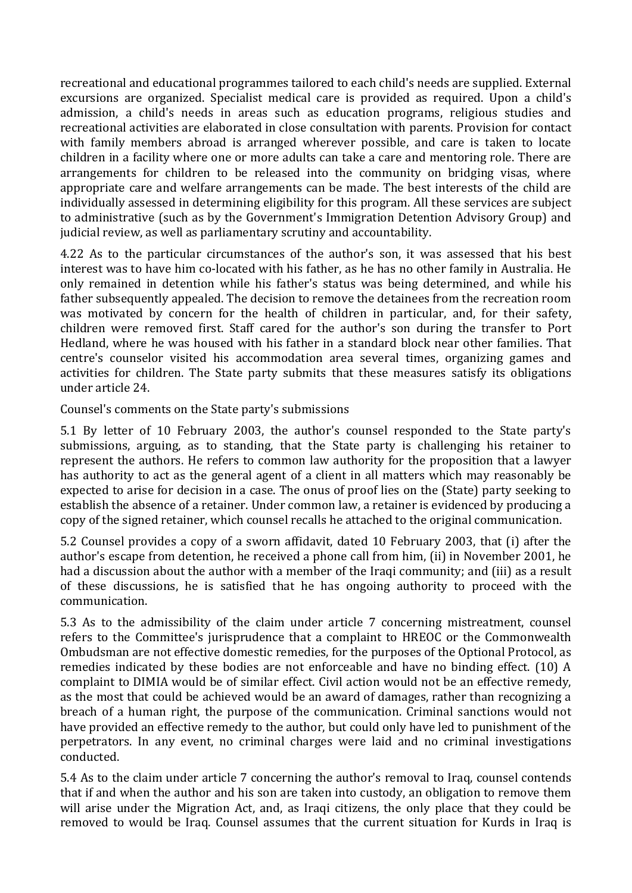recreational and educational programmes tailored to each child's needs are supplied. External excursions are organized. Specialist medical care is provided as required. Upon a child's admission, a child's needs in areas such as education programs, religious studies and recreational activities are elaborated in close consultation with parents. Provision for contact with family members abroad is arranged wherever possible, and care is taken to locate children in a facility where one or more adults can take a care and mentoring role. There are arrangements for children to be released into the community on bridging visas, where appropriate care and welfare arrangements can be made. The best interests of the child are individually assessed in determining eligibility for this program. All these services are subject to administrative (such as by the Government's Immigration Detention Advisory Group) and judicial review, as well as parliamentary scrutiny and accountability.

4.22 As to the particular circumstances of the author's son, it was assessed that his best interest was to have him co-located with his father, as he has no other family in Australia. He only remained in detention while his father's status was being determined, and while his father subsequently appealed. The decision to remove the detainees from the recreation room was motivated by concern for the health of children in particular, and, for their safety, children were removed first. Staff cared for the author's son during the transfer to Port Hedland, where he was housed with his father in a standard block near other families. That centre's counselor visited his accommodation area several times, organizing games and activities for children. The State party submits that these measures satisfy its obligations under article 24.

Counsel's comments on the State party's submissions

5.1 By letter of 10 February 2003, the author's counsel responded to the State party's submissions, arguing, as to standing, that the State party is challenging his retainer to represent the authors. He refers to common law authority for the proposition that a lawyer has authority to act as the general agent of a client in all matters which may reasonably be expected to arise for decision in a case. The onus of proof lies on the (State) party seeking to establish the absence of a retainer. Under common law, a retainer is evidenced by producing a copy of the signed retainer, which counsel recalls he attached to the original communication.

5.2 Counsel provides a copy of a sworn affidavit, dated 10 February 2003, that (i) after the author's escape from detention, he received a phone call from him, (ii) in November 2001, he had a discussion about the author with a member of the Iraqi community; and (iii) as a result of these discussions, he is satisfied that he has ongoing authority to proceed with the communication.

5.3 As to the admissibility of the claim under article 7 concerning mistreatment, counsel refers to the Committee's jurisprudence that a complaint to HREOC or the Commonwealth Ombudsman are not effective domestic remedies, for the purposes of the Optional Protocol, as remedies indicated by these bodies are not enforceable and have no binding effect. (10) A complaint to DIMIA would be of similar effect. Civil action would not be an effective remedy, as the most that could be achieved would be an award of damages, rather than recognizing a breach of a human right, the purpose of the communication. Criminal sanctions would not have provided an effective remedy to the author, but could only have led to punishment of the perpetrators. In any event, no criminal charges were laid and no criminal investigations conducted.

5.4 As to the claim under article 7 concerning the author's removal to Iraq, counsel contends that if and when the author and his son are taken into custody, an obligation to remove them will arise under the Migration Act, and, as Iraqi citizens, the only place that they could be removed to would be Iraq. Counsel assumes that the current situation for Kurds in Iraq is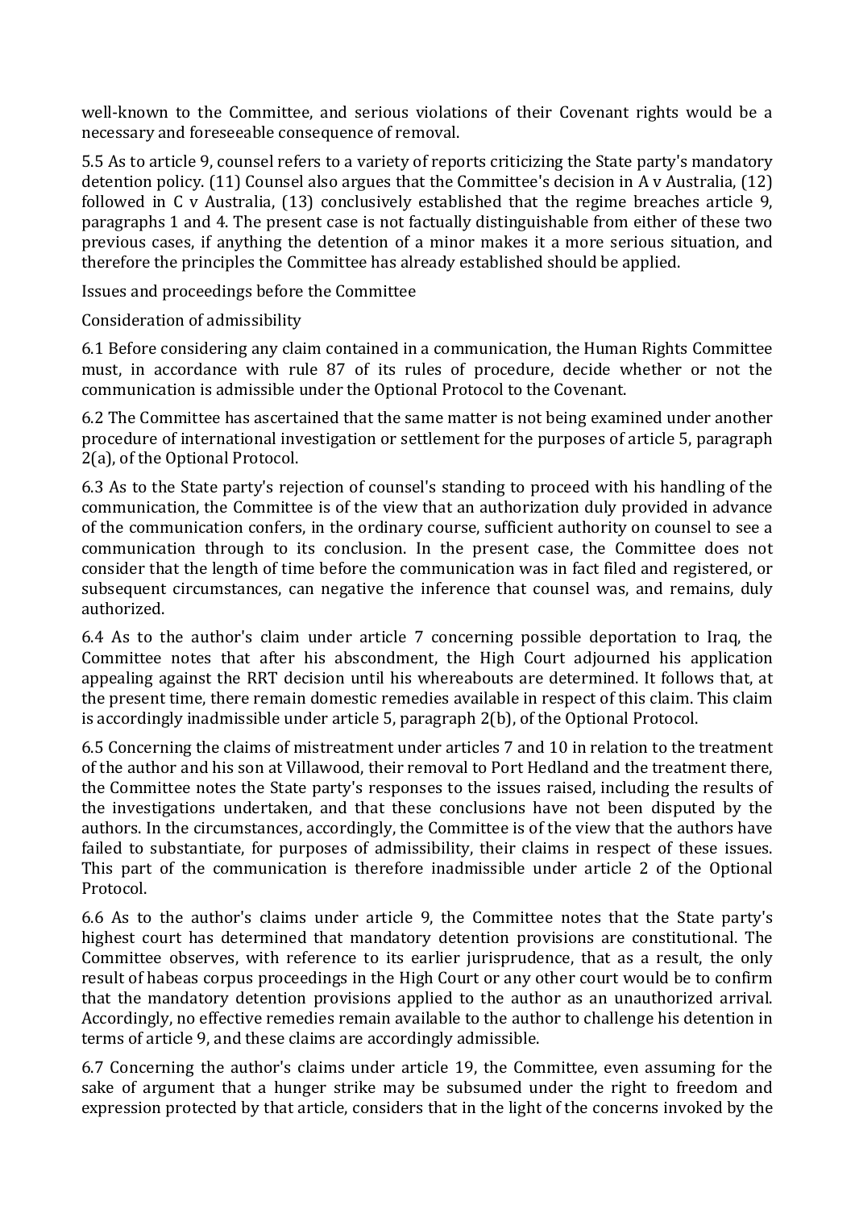well-known to the Committee, and serious violations of their Covenant rights would be a necessary and foreseeable consequence of removal.

5.5 As to article 9, counsel refers to a variety of reports criticizing the State party's mandatory detention policy. (11) Counsel also argues that the Committee's decision in A v Australia, (12) followed in C v Australia, (13) conclusively established that the regime breaches article 9, paragraphs 1 and 4. The present case is not factually distinguishable from either of these two previous cases, if anything the detention of a minor makes it a more serious situation, and therefore the principles the Committee has already established should be applied.

Issues and proceedings before the Committee

Consideration of admissibility

6.1 Before considering any claim contained in a communication, the Human Rights Committee must, in accordance with rule 87 of its rules of procedure, decide whether or not the communication is admissible under the Optional Protocol to the Covenant.

6.2 The Committee has ascertained that the same matter is not being examined under another procedure of international investigation or settlement for the purposes of article 5, paragraph 2(a), of the Optional Protocol.

6.3 As to the State party's rejection of counsel's standing to proceed with his handling of the communication, the Committee is of the view that an authorization duly provided in advance of the communication confers, in the ordinary course, sufficient authority on counsel to see a communication through to its conclusion. In the present case, the Committee does not consider that the length of time before the communication was in fact filed and registered, or subsequent circumstances, can negative the inference that counsel was, and remains, duly authorized.

6.4 As to the author's claim under article 7 concerning possible deportation to Iraq, the Committee notes that after his abscondment, the High Court adjourned his application appealing against the RRT decision until his whereabouts are determined. It follows that, at the present time, there remain domestic remedies available in respect of this claim. This claim is accordingly inadmissible under article 5, paragraph 2(b), of the Optional Protocol.

6.5 Concerning the claims of mistreatment under articles 7 and 10 in relation to the treatment of the author and his son at Villawood, their removal to Port Hedland and the treatment there, the Committee notes the State party's responses to the issues raised, including the results of the investigations undertaken, and that these conclusions have not been disputed by the authors. In the circumstances, accordingly, the Committee is of the view that the authors have failed to substantiate, for purposes of admissibility, their claims in respect of these issues. This part of the communication is therefore inadmissible under article 2 of the Optional Protocol.

6.6 As to the author's claims under article 9, the Committee notes that the State party's highest court has determined that mandatory detention provisions are constitutional. The Committee observes, with reference to its earlier jurisprudence, that as a result, the only result of habeas corpus proceedings in the High Court or any other court would be to confirm that the mandatory detention provisions applied to the author as an unauthorized arrival. Accordingly, no effective remedies remain available to the author to challenge his detention in terms of article 9, and these claims are accordingly admissible.

6.7 Concerning the author's claims under article 19, the Committee, even assuming for the sake of argument that a hunger strike may be subsumed under the right to freedom and expression protected by that article, considers that in the light of the concerns invoked by the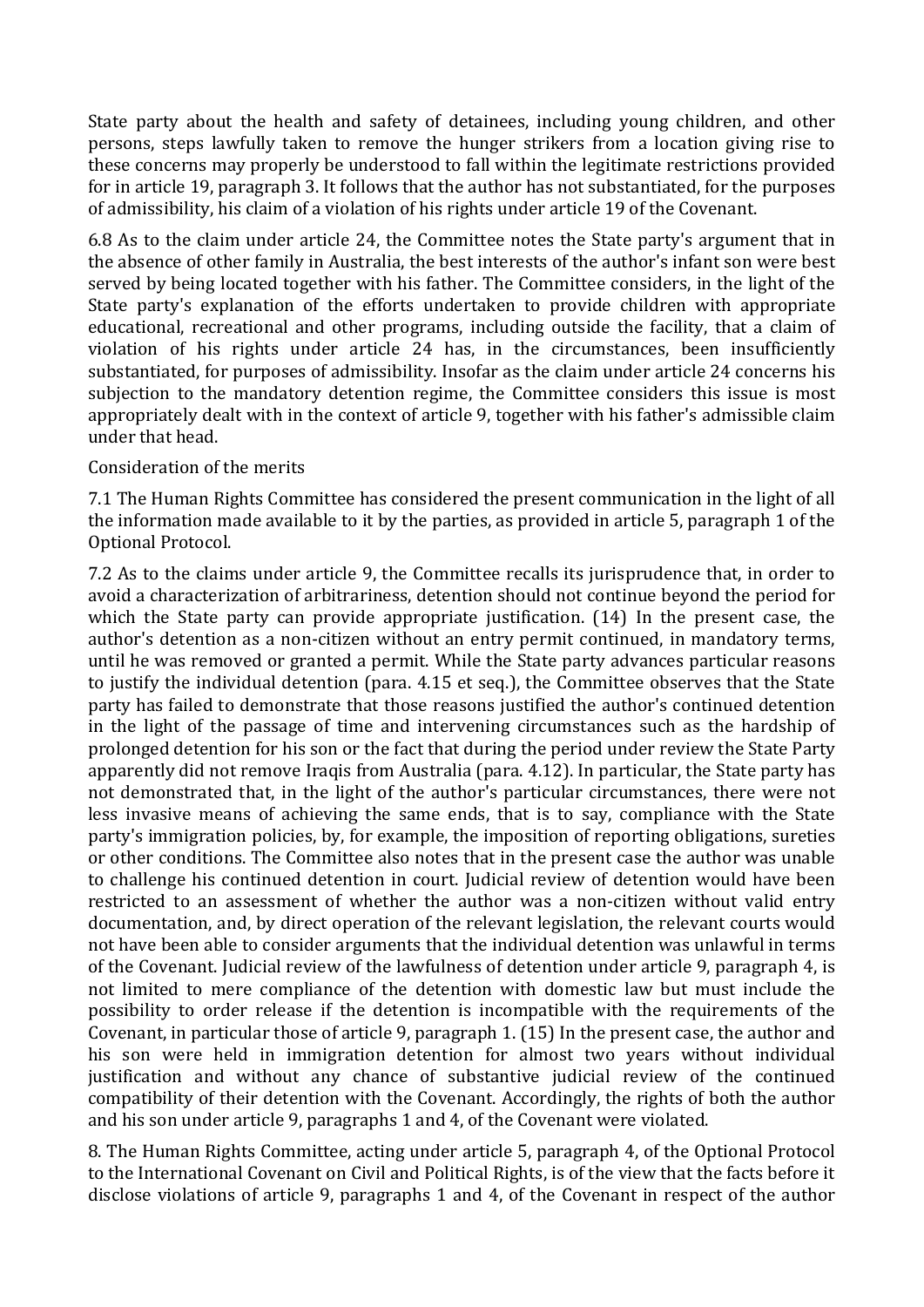State party about the health and safety of detainees, including young children, and other persons, steps lawfully taken to remove the hunger strikers from a location giving rise to these concerns may properly be understood to fall within the legitimate restrictions provided for in article 19, paragraph 3. It follows that the author has not substantiated, for the purposes of admissibility, his claim of a violation of his rights under article 19 of the Covenant.

6.8 As to the claim under article 24, the Committee notes the State party's argument that in the absence of other family in Australia, the best interests of the author's infant son were best served by being located together with his father. The Committee considers, in the light of the State party's explanation of the efforts undertaken to provide children with appropriate educational, recreational and other programs, including outside the facility, that a claim of violation of his rights under article 24 has, in the circumstances, been insufficiently substantiated, for purposes of admissibility. Insofar as the claim under article 24 concerns his subjection to the mandatory detention regime, the Committee considers this issue is most appropriately dealt with in the context of article 9, together with his father's admissible claim under that head.

Consideration of the merits

7.1 The Human Rights Committee has considered the present communication in the light of all the information made available to it by the parties, as provided in article 5, paragraph 1 of the Optional Protocol.

7.2 As to the claims under article 9, the Committee recalls its jurisprudence that, in order to avoid a characterization of arbitrariness, detention should not continue beyond the period for which the State party can provide appropriate justification. (14) In the present case, the author's detention as a non-citizen without an entry permit continued, in mandatory terms, until he was removed or granted a permit. While the State party advances particular reasons to justify the individual detention (para. 4.15 et seq.), the Committee observes that the State party has failed to demonstrate that those reasons justified the author's continued detention in the light of the passage of time and intervening circumstances such as the hardship of prolonged detention for his son or the fact that during the period under review the State Party apparently did not remove Iraqis from Australia (para. 4.12). In particular, the State party has not demonstrated that, in the light of the author's particular circumstances, there were not less invasive means of achieving the same ends, that is to say, compliance with the State party's immigration policies, by, for example, the imposition of reporting obligations, sureties or other conditions. The Committee also notes that in the present case the author was unable to challenge his continued detention in court. Judicial review of detention would have been restricted to an assessment of whether the author was a non-citizen without valid entry documentation, and, by direct operation of the relevant legislation, the relevant courts would not have been able to consider arguments that the individual detention was unlawful in terms of the Covenant. Judicial review of the lawfulness of detention under article 9, paragraph 4, is not limited to mere compliance of the detention with domestic law but must include the possibility to order release if the detention is incompatible with the requirements of the Covenant, in particular those of article 9, paragraph 1. (15) In the present case, the author and his son were held in immigration detention for almost two years without individual justification and without any chance of substantive judicial review of the continued compatibility of their detention with the Covenant. Accordingly, the rights of both the author and his son under article 9, paragraphs 1 and 4, of the Covenant were violated.

8. The Human Rights Committee, acting under article 5, paragraph 4, of the Optional Protocol to the International Covenant on Civil and Political Rights, is of the view that the facts before it disclose violations of article 9, paragraphs 1 and 4, of the Covenant in respect of the author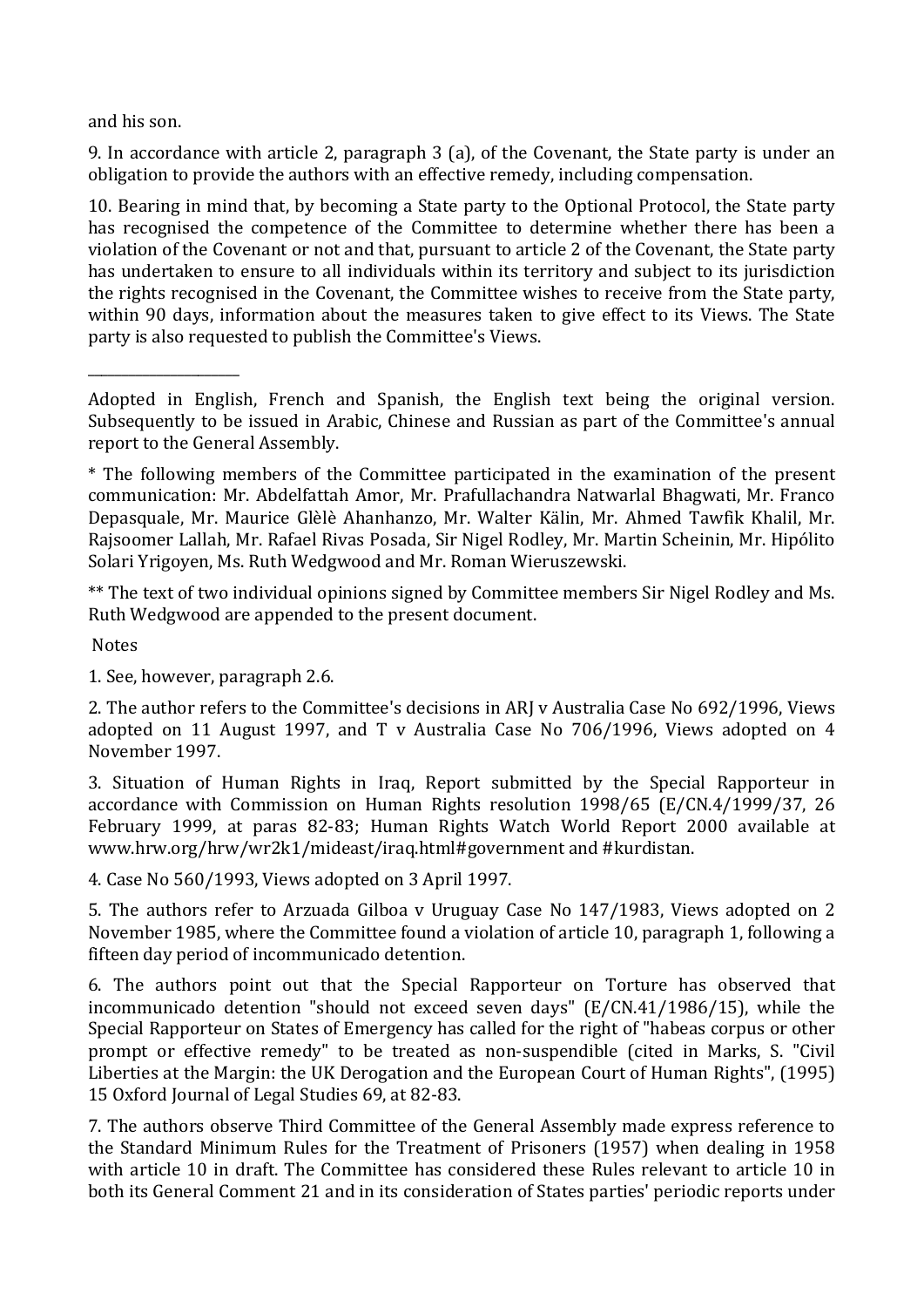and his son.

9. In accordance with article 2, paragraph 3 (a), of the Covenant, the State party is under an obligation to provide the authors with an effective remedy, including compensation.

10. Bearing in mind that, by becoming a State party to the Optional Protocol, the State party has recognised the competence of the Committee to determine whether there has been a violation of the Covenant or not and that, pursuant to article 2 of the Covenant, the State party has undertaken to ensure to all individuals within its territory and subject to its jurisdiction the rights recognised in the Covenant, the Committee wishes to receive from the State party, within 90 days, information about the measures taken to give effect to its Views. The State party is also requested to publish the Committee's Views.

---

Adopted in English, French and Spanish, the English text being the original version. Subsequently to be issued in Arabic, Chinese and Russian as part of the Committee's annual report to the General Assembly.

* The following members of the Committee participated in the examination of the present communication: Mr. Abdelfattah Amor, Mr. Prafullachandra Natwarlal Bhagwati, Mr. Franco Depasquale, Mr. Maurice Glèlè Ahanhanzo, Mr. Walter Kälin, Mr. Ahmed Tawfik Khalil, Mr. Rajsoomer Lallah, Mr. Rafael Rivas Posada, Sir Nigel Rodley, Mr. Martin Scheinin, Mr. Hipólito Solari Yrigoyen, Ms. Ruth Wedgwood and Mr. Roman Wieruszewski.

** The text of two individual opinions signed by Committee members Sir Nigel Rodley and Ms. Ruth Wedgwood are appended to the present document.

Notes

1. See, however, paragraph 2.6.

2. The author refers to the Committee's decisions in ARJ v Australia Case No 692/1996, Views adopted on 11 August 1997, and T v Australia Case No 706/1996, Views adopted on 4 November 1997.

3. Situation of Human Rights in Iraq, Report submitted by the Special Rapporteur in accordance with Commission on Human Rights resolution 1998/65 (E/CN.4/1999/37, 26 February 1999, at paras 82-83; Human Rights Watch World Report 2000 available at www.hrw.org/hrw/wr2k1/mideast/iraq.html#government and #kurdistan.

4. Case No 560/1993, Views adopted on 3 April 1997.

5. The authors refer to Arzuada Gilboa v Uruguay Case No 147/1983, Views adopted on 2 November 1985, where the Committee found a violation of article 10, paragraph 1, following a fifteen day period of incommunicado detention.

6. The authors point out that the Special Rapporteur on Torture has observed that incommunicado detention "should not exceed seven days" (E/CN.41/1986/15), while the Special Rapporteur on States of Emergency has called for the right of "habeas corpus or other prompt or effective remedy" to be treated as non-suspendible (cited in Marks, S. "Civil Liberties at the Margin: the UK Derogation and the European Court of Human Rights", (1995) 15 Oxford Journal of Legal Studies 69, at 82-83.

7. The authors observe Third Committee of the General Assembly made express reference to the Standard Minimum Rules for the Treatment of Prisoners (1957) when dealing in 1958 with article 10 in draft. The Committee has considered these Rules relevant to article 10 in both its General Comment 21 and in its consideration of States parties' periodic reports under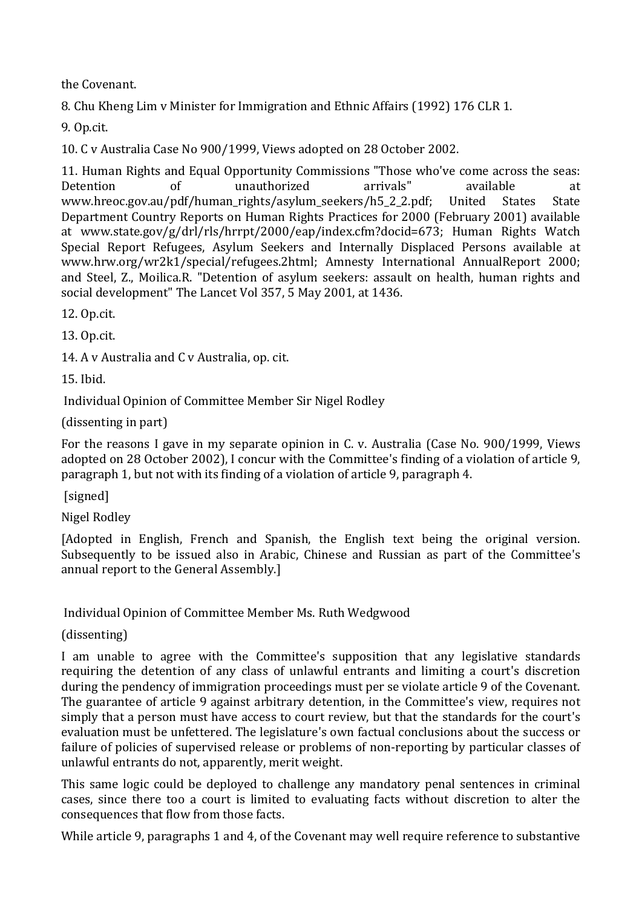the Covenant.

8. Chu Kheng Lim v Minister for Immigration and Ethnic Affairs (1992) 176 CLR 1.

9. Op.cit.

10. C v Australia Case No 900/1999, Views adopted on 28 October 2002.

11. Human Rights and Equal Opportunity Commissions "Those who've come across the seas: Detention of unauthorized arrivals" available at www.hreoc.gov.au/pdf/human_rights/asylum_seekers/h5_2_2.pdf; United States State Department Country Reports on Human Rights Practices for 2000 (February 2001) available at www.state.gov/g/drl/rls/hrrpt/2000/eap/index.cfm?docid=673; Human Rights Watch Special Report Refugees, Asylum Seekers and Internally Displaced Persons available at www.hrw.org/wr2k1/special/refugees.2html; Amnesty International AnnualReport 2000; and Steel, Z., Moilica.R. "Detention of asylum seekers: assault on health, human rights and social development" The Lancet Vol 357, 5 May 2001, at 1436.

12. Op.cit.

13. Op.cit.

14. A v Australia and C v Australia, op. cit.

15. Ibid.

Individual Opinion of Committee Member Sir Nigel Rodley

(dissenting in part)

For the reasons I gave in my separate opinion in C. v. Australia (Case No. 900/1999, Views adopted on 28 October 2002), I concur with the Committee's finding of a violation of article 9, paragraph 1, but not with its finding of a violation of article 9, paragraph 4.

[signed]

Nigel Rodley

[Adopted in English, French and Spanish, the English text being the original version. Subsequently to be issued also in Arabic, Chinese and Russian as part of the Committee's annual report to the General Assembly.]

Individual Opinion of Committee Member Ms. Ruth Wedgwood

(dissenting)

I am unable to agree with the Committee's supposition that any legislative standards requiring the detention of any class of unlawful entrants and limiting a court's discretion during the pendency of immigration proceedings must per se violate article 9 of the Covenant. The guarantee of article 9 against arbitrary detention, in the Committee's view, requires not simply that a person must have access to court review, but that the standards for the court's evaluation must be unfettered. The legislature's own factual conclusions about the success or failure of policies of supervised release or problems of non-reporting by particular classes of unlawful entrants do not, apparently, merit weight.

This same logic could be deployed to challenge any mandatory penal sentences in criminal cases, since there too a court is limited to evaluating facts without discretion to alter the consequences that flow from those facts.

While article 9, paragraphs 1 and 4, of the Covenant may well require reference to substantive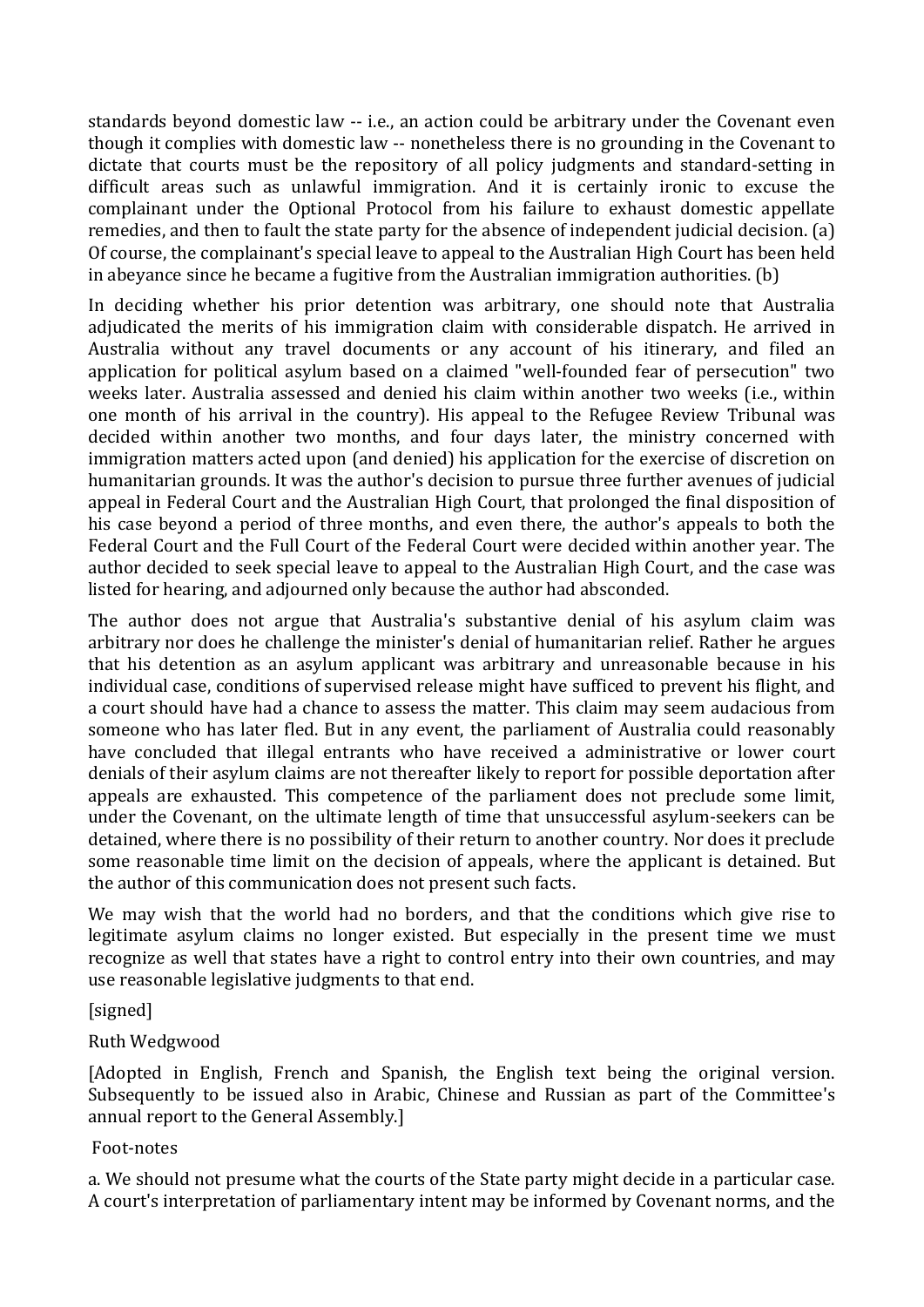standards beyond domestic law -- i.e., an action could be arbitrary under the Covenant even though it complies with domestic law -- nonetheless there is no grounding in the Covenant to dictate that courts must be the repository of all policy judgments and standard-setting in difficult areas such as unlawful immigration. And it is certainly ironic to excuse the complainant under the Optional Protocol from his failure to exhaust domestic appellate remedies, and then to fault the state party for the absence of independent judicial decision. (a) Of course, the complainant's special leave to appeal to the Australian High Court has been held in abeyance since he became a fugitive from the Australian immigration authorities. (b)

In deciding whether his prior detention was arbitrary, one should note that Australia adjudicated the merits of his immigration claim with considerable dispatch. He arrived in Australia without any travel documents or any account of his itinerary, and filed an application for political asylum based on a claimed "well-founded fear of persecution" two weeks later. Australia assessed and denied his claim within another two weeks (i.e., within one month of his arrival in the country). His appeal to the Refugee Review Tribunal was decided within another two months, and four days later, the ministry concerned with immigration matters acted upon (and denied) his application for the exercise of discretion on humanitarian grounds. It was the author's decision to pursue three further avenues of judicial appeal in Federal Court and the Australian High Court, that prolonged the final disposition of his case beyond a period of three months, and even there, the author's appeals to both the Federal Court and the Full Court of the Federal Court were decided within another year. The author decided to seek special leave to appeal to the Australian High Court, and the case was listed for hearing, and adjourned only because the author had absconded.

The author does not argue that Australia's substantive denial of his asylum claim was arbitrary nor does he challenge the minister's denial of humanitarian relief. Rather he argues that his detention as an asylum applicant was arbitrary and unreasonable because in his individual case, conditions of supervised release might have sufficed to prevent his flight, and a court should have had a chance to assess the matter. This claim may seem audacious from someone who has later fled. But in any event, the parliament of Australia could reasonably have concluded that illegal entrants who have received a administrative or lower court denials of their asylum claims are not thereafter likely to report for possible deportation after appeals are exhausted. This competence of the parliament does not preclude some limit, under the Covenant, on the ultimate length of time that unsuccessful asylum-seekers can be detained, where there is no possibility of their return to another country. Nor does it preclude some reasonable time limit on the decision of appeals, where the applicant is detained. But the author of this communication does not present such facts.

We may wish that the world had no borders, and that the conditions which give rise to legitimate asylum claims no longer existed. But especially in the present time we must recognize as well that states have a right to control entry into their own countries, and may use reasonable legislative judgments to that end.

[signed]

Ruth Wedgwood

[Adopted in English, French and Spanish, the English text being the original version. Subsequently to be issued also in Arabic, Chinese and Russian as part of the Committee's annual report to the General Assembly.]

Foot-notes

a. We should not presume what the courts of the State party might decide in a particular case. A court's interpretation of parliamentary intent may be informed by Covenant norms, and the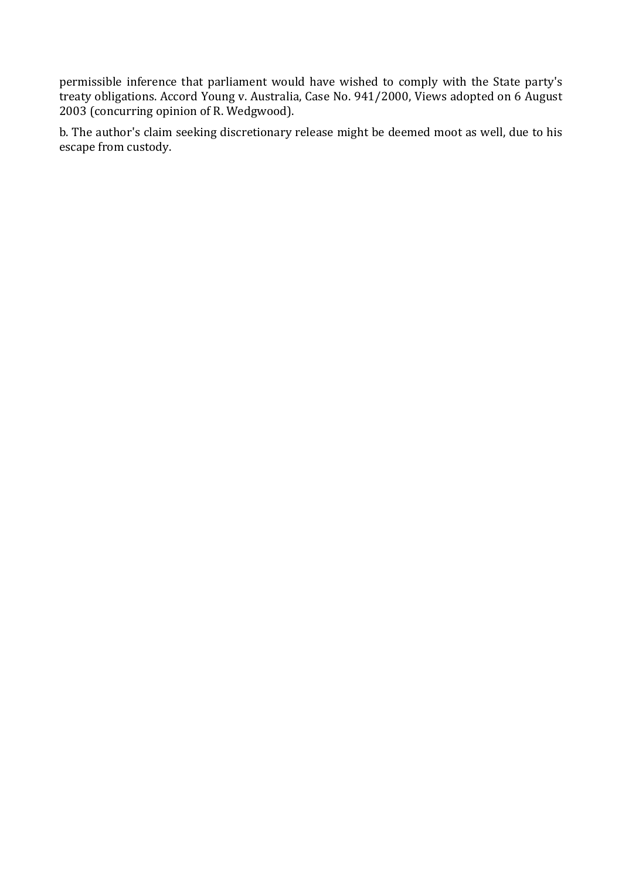permissible inference that parliament would have wished to comply with the State party's treaty obligations. Accord Young v. Australia, Case No. 941/2000, Views adopted on 6 August 2003 (concurring opinion of R. Wedgwood).

b. The author's claim seeking discretionary release might be deemed moot as well, due to his escape from custody.